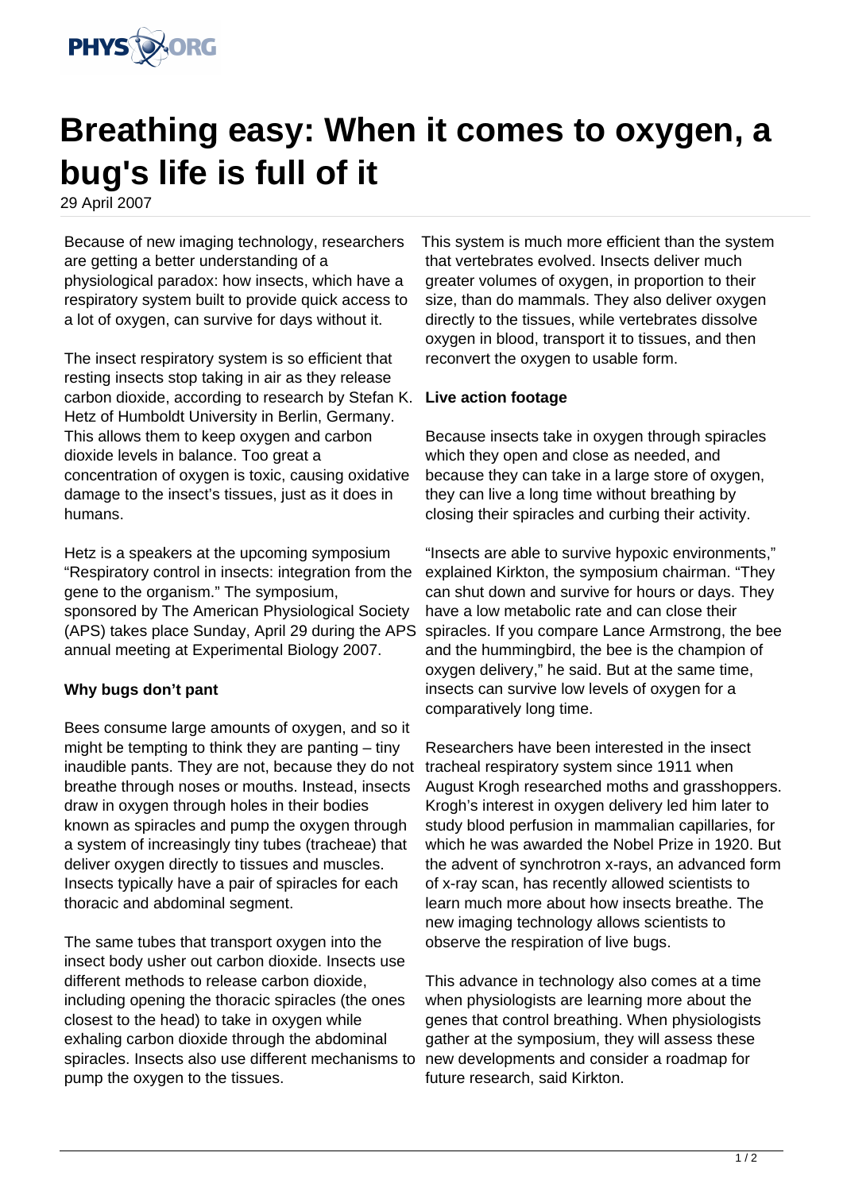# Breathing easy: When it comes to oxygen, a bug's life is full of it

29 April 2007

Because of new imaging technology, researchers are getting a better understanding of a physiological paradox: how insects, which have a respiratory system built to provide quick access to a lot of oxygen, can survive for days without it.

The insect respiratory system is so efficient that resting insects stop taking in air as they release carbon dioxide, according to research by Stefan K. Hetz of Humboldt University in Berlin, Germany. This allows them to keep oxygen and carbon dioxide levels in balance. Too great a concentration of oxygen is toxic, causing oxidative damage to the insect's tissues, just as it does in humans.

Hetz is a speakers at the upcoming symposium "Respiratory control in insects: integration from the gene to the organism." The symposium, sponsored by The American Physiological Society (APS) takes place Sunday, April 29 during the APS annual meeting at Experimental Biology 2007.

**Why bugs don't pant**

Bees consume large amounts of oxygen, and so it might be tempting to think they are panting – tiny inaudible pants. They are not, because they do not breathe through noses or mouths. Instead, insects draw in oxygen through holes in their bodies known as spiracles and pump the oxygen through a system of increasingly tiny tubes (tracheae) that deliver oxygen directly to tissues and muscles. Insects typically have a pair of spiracles for each thoracic and abdominal segment.

The same tubes that transport oxygen into the insect body usher out carbon dioxide. Insects use different methods to release carbon dioxide, including opening the thoracic spiracles (the ones closest to the head) to take in oxygen while exhaling carbon dioxide through the abdominal spiracles. Insects also use different mechanisms to pump the oxygen to the tissues.

This system is much more efficient than the system that vertebrates evolved. Insects deliver much greater volumes of oxygen, in proportion to their size, than do mammals. They also deliver oxygen directly to the tissues, while vertebrates dissolve oxygen in blood, transport it to tissues, and then reconvert the oxygen to usable form.

**Live action footage**

Because insects take in oxygen through spiracles which they open and close as needed, and because they can take in a large store of oxygen, they can live a long time without breathing by closing their spiracles and curbing their activity.

"Insects are able to survive hypoxic environments," explained Kirkton, the symposium chairman. "They can shut down and survive for hours or days. They have a low metabolic rate and can close their spiracles. If you compare Lance Armstrong, the bee and the hummingbird, the bee is the champion of oxygen delivery," he said. But at the same time, insects can survive low levels of oxygen for a comparatively long time.

Researchers have been interested in the insect tracheal respiratory system since 1911 when August Krogh researched moths and grasshoppers. Krogh's interest in oxygen delivery led him later to study blood perfusion in mammalian capillaries, for which he was awarded the Nobel Prize in 1920. But the advent of synchrotron x-rays, an advanced form of x-ray scan, has recently allowed scientists to learn much more about how insects breathe. The new imaging technology allows scientists to observe the respiration of live bugs.

This advance in technology also comes at a time when physiologists are learning more about the genes that control breathing. When physiologists gather at the symposium, they will assess these new developments and consider a roadmap for future research, said Kirkton.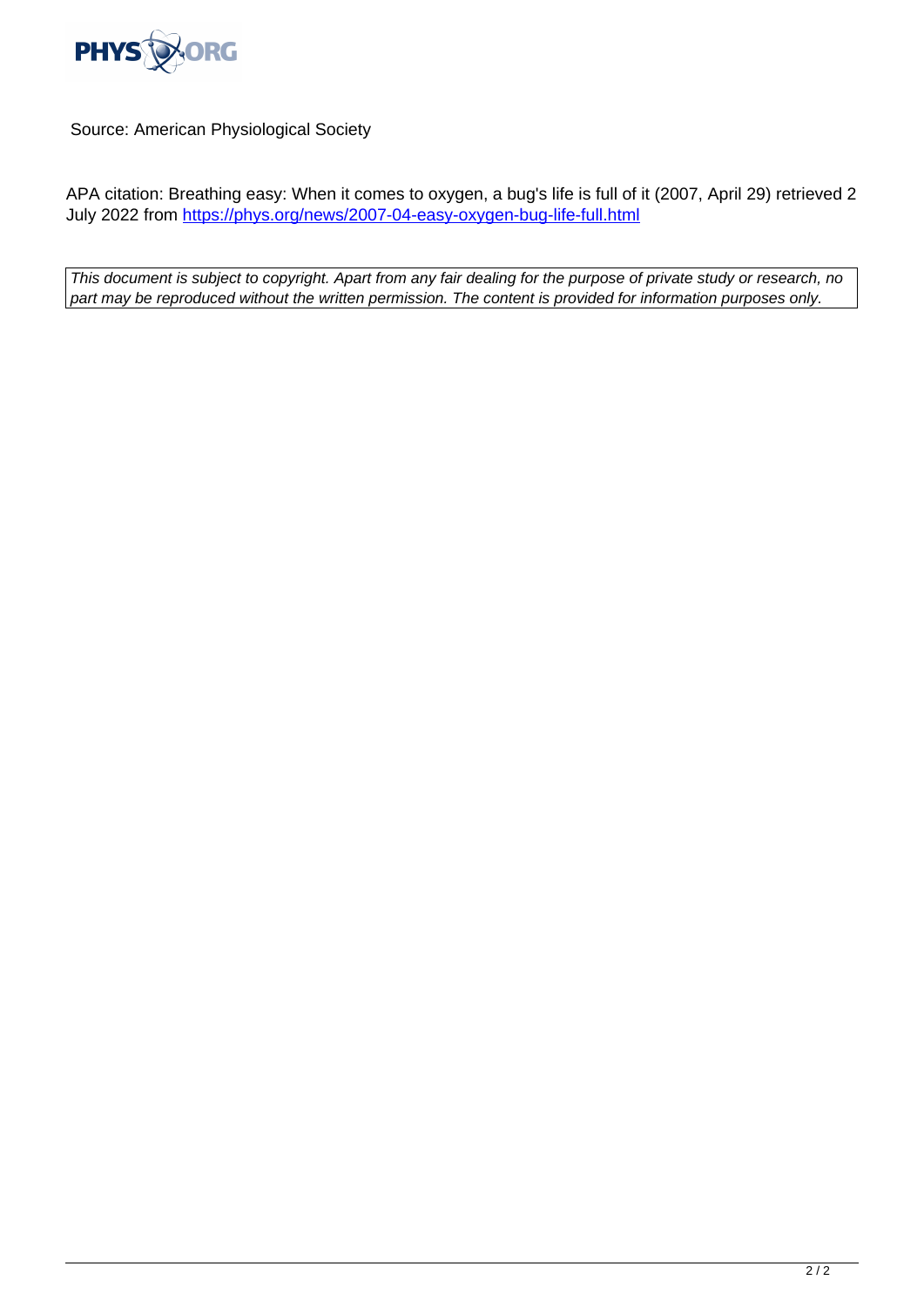Source: American Physiological Society

APA citation: Breathing easy: When it comes to oxygen, a bug's life is full of it (2007, April 29) retrieved 2 July 2022 from https://phys.org/news/2007-04-easy-oxygen-bug-life-full.html

*This document is subject to copyright. Apart from any fair dealing for the purpose of private study or research, no part may be reproduced without the written permission. The content is provided for information purposes only.*